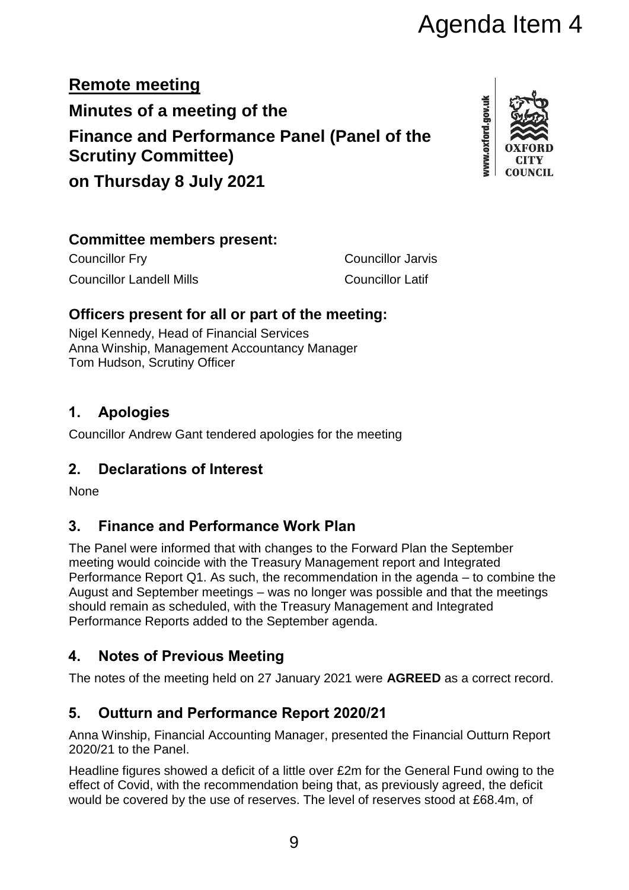Agenda Item 4

**Remote meeting**

# Minutes of a meeting of the Finance and Performance Panel (Panel of the Scrutiny Committee) on Thursday 8 July 2021

## Committee members present:

Councillor Fry

Councillor Jarvis

Councillor Landell Mills

Councillor Latif

## Officers present for all or part of the meeting:

Nigel Kennedy, Head of Financial Services
Anna Winship, Management Accountancy Manager
Tom Hudson, Scrutiny Officer

## 1. Apologies

Councillor Andrew Gant tendered apologies for the meeting

## 2. Declarations of Interest

None

## 3. Finance and Performance Work Plan

The Panel were informed that with changes to the Forward Plan the September meeting would coincide with the Treasury Management report and Integrated Performance Report Q1. As such, the recommendation in the agenda – to combine the August and September meetings – was no longer was possible and that the meetings should remain as scheduled, with the Treasury Management and Integrated Performance Reports added to the September agenda.

## 4. Notes of Previous Meeting

The notes of the meeting held on 27 January 2021 were **AGREED** as a correct record.

## 5. Outturn and Performance Report 2020/21

Anna Winship, Financial Accounting Manager, presented the Financial Outturn Report 2020/21 to the Panel.

Headline figures showed a deficit of a little over £2m for the General Fund owing to the effect of Covid, with the recommendation being that, as previously agreed, the deficit would be covered by the use of reserves. The level of reserves stood at £68.4m, of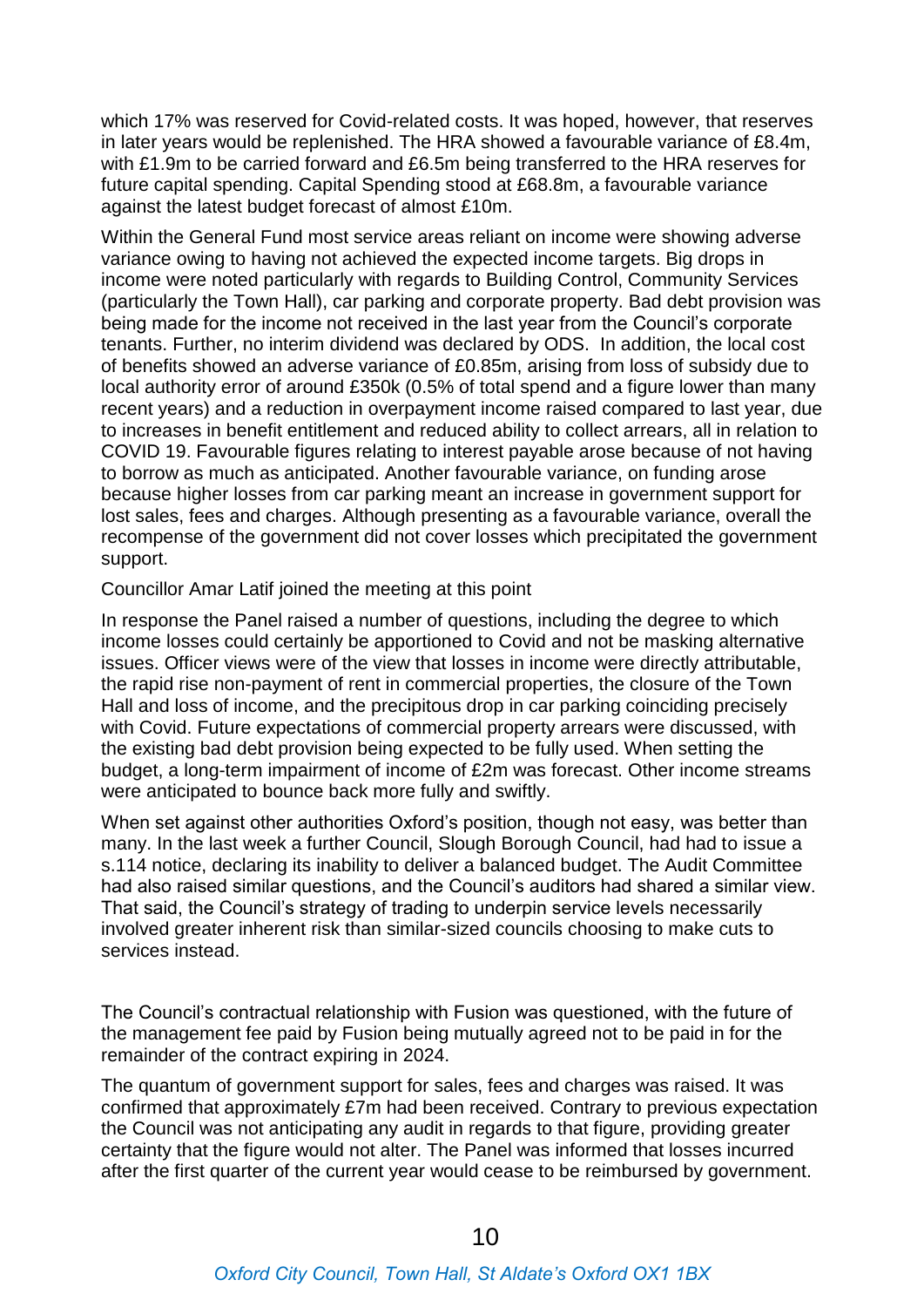which 17% was reserved for Covid-related costs. It was hoped, however, that reserves in later years would be replenished. The HRA showed a favourable variance of £8.4m, with £1.9m to be carried forward and £6.5m being transferred to the HRA reserves for future capital spending. Capital Spending stood at £68.8m, a favourable variance against the latest budget forecast of almost £10m.

Within the General Fund most service areas reliant on income were showing adverse variance owing to having not achieved the expected income targets. Big drops in income were noted particularly with regards to Building Control, Community Services (particularly the Town Hall), car parking and corporate property. Bad debt provision was being made for the income not received in the last year from the Council's corporate tenants. Further, no interim dividend was declared by ODS. In addition, the local cost of benefits showed an adverse variance of £0.85m, arising from loss of subsidy due to local authority error of around £350k (0.5% of total spend and a figure lower than many recent years) and a reduction in overpayment income raised compared to last year, due to increases in benefit entitlement and reduced ability to collect arrears, all in relation to COVID 19. Favourable figures relating to interest payable arose because of not having to borrow as much as anticipated. Another favourable variance, on funding arose because higher losses from car parking meant an increase in government support for lost sales, fees and charges. Although presenting as a favourable variance, overall the recompense of the government did not cover losses which precipitated the government support.

Councillor Amar Latif joined the meeting at this point

In response the Panel raised a number of questions, including the degree to which income losses could certainly be apportioned to Covid and not be masking alternative issues. Officer views were of the view that losses in income were directly attributable, the rapid rise non-payment of rent in commercial properties, the closure of the Town Hall and loss of income, and the precipitous drop in car parking coinciding precisely with Covid. Future expectations of commercial property arrears were discussed, with the existing bad debt provision being expected to be fully used. When setting the budget, a long-term impairment of income of £2m was forecast. Other income streams were anticipated to bounce back more fully and swiftly.

When set against other authorities Oxford's position, though not easy, was better than many. In the last week a further Council, Slough Borough Council, had had to issue a s.114 notice, declaring its inability to deliver a balanced budget. The Audit Committee had also raised similar questions, and the Council's auditors had shared a similar view. That said, the Council's strategy of trading to underpin service levels necessarily involved greater inherent risk than similar-sized councils choosing to make cuts to services instead.

The Council's contractual relationship with Fusion was questioned, with the future of the management fee paid by Fusion being mutually agreed not to be paid in for the remainder of the contract expiring in 2024.

The quantum of government support for sales, fees and charges was raised. It was confirmed that approximately £7m had been received. Contrary to previous expectation the Council was not anticipating any audit in regards to that figure, providing greater certainty that the figure would not alter. The Panel was informed that losses incurred after the first quarter of the current year would cease to be reimbursed by government.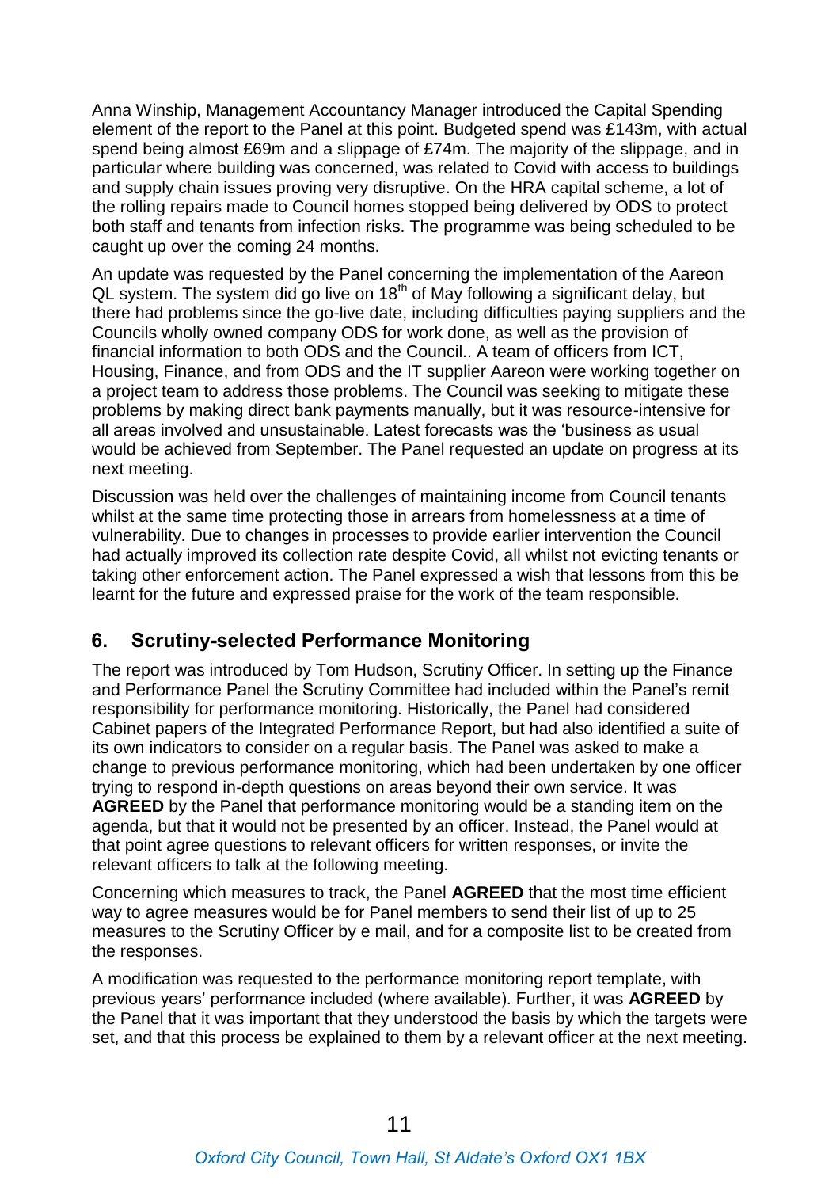Anna Winship, Management Accountancy Manager introduced the Capital Spending element of the report to the Panel at this point. Budgeted spend was £143m, with actual spend being almost £69m and a slippage of £74m. The majority of the slippage, and in particular where building was concerned, was related to Covid with access to buildings and supply chain issues proving very disruptive. On the HRA capital scheme, a lot of the rolling repairs made to Council homes stopped being delivered by ODS to protect both staff and tenants from infection risks. The programme was being scheduled to be caught up over the coming 24 months.

An update was requested by the Panel concerning the implementation of the Aareon QL system. The system did go live on 18th of May following a significant delay, but there had problems since the go-live date, including difficulties paying suppliers and the Councils wholly owned company ODS for work done, as well as the provision of financial information to both ODS and the Council.. A team of officers from ICT, Housing, Finance, and from ODS and the IT supplier Aareon were working together on a project team to address those problems. The Council was seeking to mitigate these problems by making direct bank payments manually, but it was resource-intensive for all areas involved and unsustainable. Latest forecasts was the 'business as usual would be achieved from September. The Panel requested an update on progress at its next meeting.

Discussion was held over the challenges of maintaining income from Council tenants whilst at the same time protecting those in arrears from homelessness at a time of vulnerability. Due to changes in processes to provide earlier intervention the Council had actually improved its collection rate despite Covid, all whilst not evicting tenants or taking other enforcement action. The Panel expressed a wish that lessons from this be learnt for the future and expressed praise for the work of the team responsible.

## 6. Scrutiny-selected Performance Monitoring

The report was introduced by Tom Hudson, Scrutiny Officer. In setting up the Finance and Performance Panel the Scrutiny Committee had included within the Panel's remit responsibility for performance monitoring. Historically, the Panel had considered Cabinet papers of the Integrated Performance Report, but had also identified a suite of its own indicators to consider on a regular basis. The Panel was asked to make a change to previous performance monitoring, which had been undertaken by one officer trying to respond in-depth questions on areas beyond their own service. It was **AGREED** by the Panel that performance monitoring would be a standing item on the agenda, but that it would not be presented by an officer. Instead, the Panel would at that point agree questions to relevant officers for written responses, or invite the relevant officers to talk at the following meeting.

Concerning which measures to track, the Panel **AGREED** that the most time efficient way to agree measures would be for Panel members to send their list of up to 25 measures to the Scrutiny Officer by e mail, and for a composite list to be created from the responses.

A modification was requested to the performance monitoring report template, with previous years' performance included (where available). Further, it was **AGREED** by the Panel that it was important that they understood the basis by which the targets were set, and that this process be explained to them by a relevant officer at the next meeting.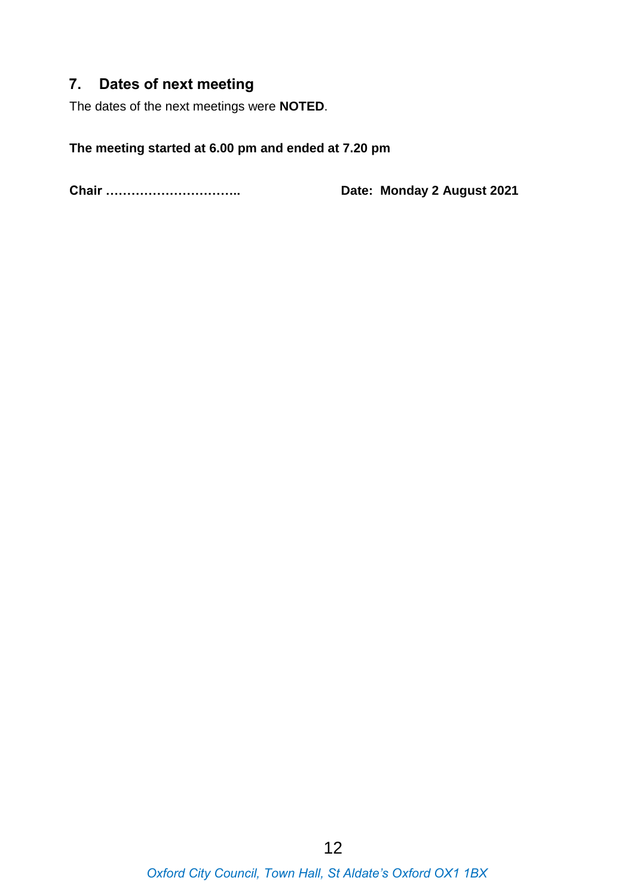## 7. Dates of next meeting

The dates of the next meetings were **NOTED**.

**The meeting started at 6.00 pm and ended at 7.20 pm**

**Chair …………………………..** **Date: Monday 2 August 2021**